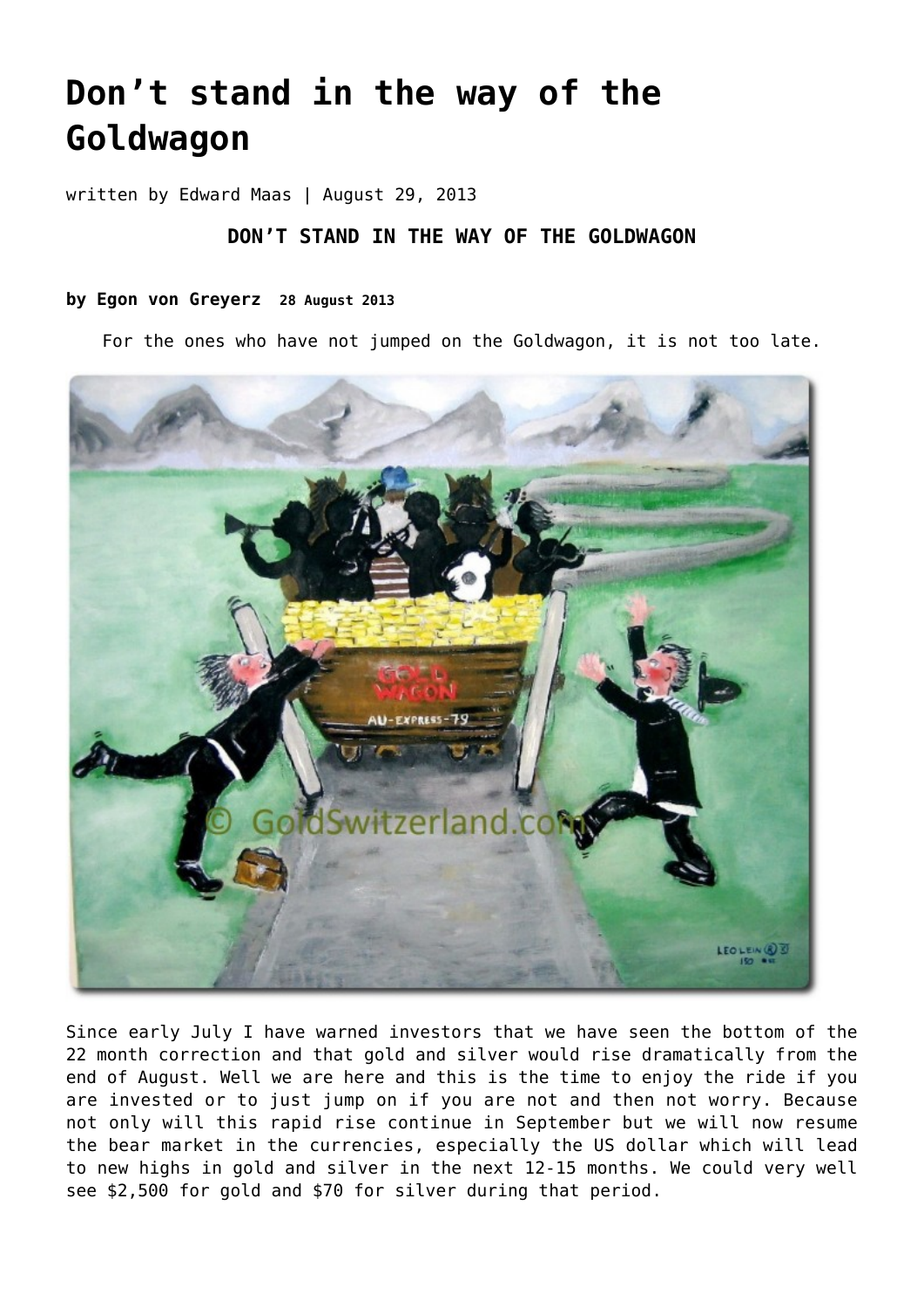# Don't stand in the way of the Goldwagon

written by Edward Maas | August 29, 2013

**DON'T STAND IN THE WAY OF THE GOLDWAGON**

**by Egon von Greyerz 28 August 2013**

For the ones who have not jumped on the Goldwagon, it is not too late.

Since early July I have warned investors that we have seen the bottom of the 22 month correction and that gold and silver would rise dramatically from the end of August. Well we are here and this is the time to enjoy the ride if you are invested or to just jump on if you are not and then not worry. Because not only will this rapid rise continue in September but we will now resume the bear market in the currencies, especially the US dollar which will lead to new highs in gold and silver in the next 12-15 months. We could very well see $2,500 for gold and $70 for silver during that period.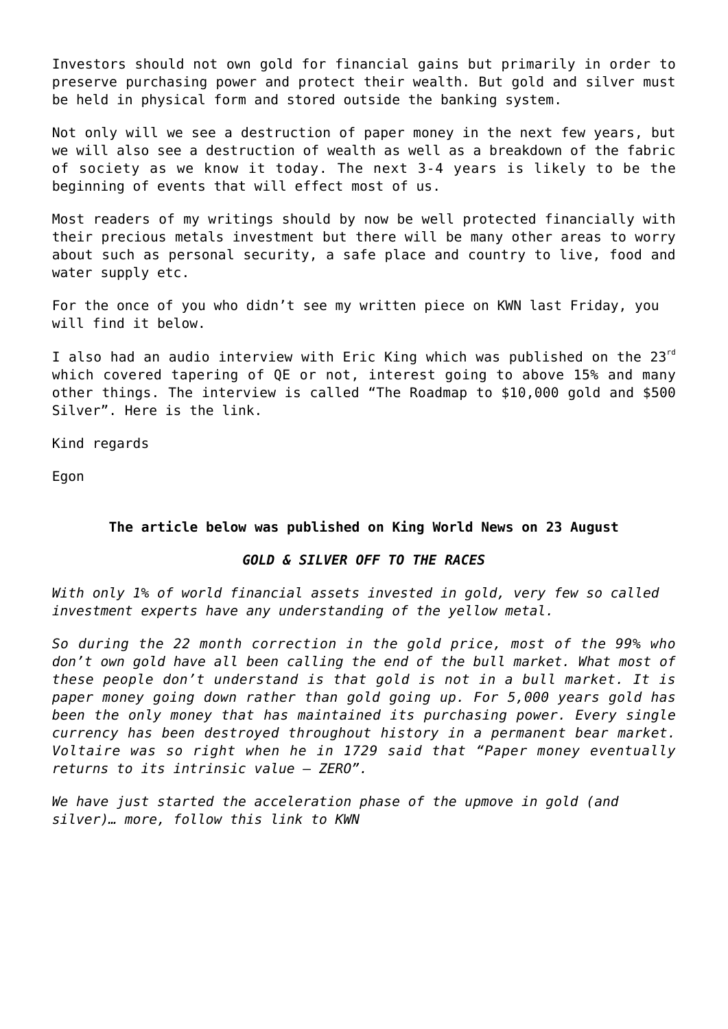Investors should not own gold for financial gains but primarily in order to preserve purchasing power and protect their wealth. But gold and silver must be held in physical form and stored outside the banking system.

Not only will we see a destruction of paper money in the next few years, but we will also see a destruction of wealth as well as a breakdown of the fabric of society as we know it today. The next 3-4 years is likely to be the beginning of events that will effect most of us.

Most readers of my writings should by now be well protected financially with their precious metals investment but there will be many other areas to worry about such as personal security, a safe place and country to live, food and water supply etc.

For the once of you who didn't see my written piece on KWN last Friday, you will find it below.

I also had an audio interview with Eric King which was published on the 23rd which covered tapering of QE or not, interest going to above 15% and many other things. The interview is called "The Roadmap to $10,000 gold and $500 Silver". Here is the link.

Kind regards

Egon

**The article below was published on King World News on 23 August**

***GOLD & SILVER OFF TO THE RACES***

*With only 1% of world financial assets invested in gold, very few so called investment experts have any understanding of the yellow metal.*

*So during the 22 month correction in the gold price, most of the 99% who don't own gold have all been calling the end of the bull market. What most of these people don't understand is that gold is not in a bull market. It is paper money going down rather than gold going up. For 5,000 years gold has been the only money that has maintained its purchasing power. Every single currency has been destroyed throughout history in a permanent bear market. Voltaire was so right when he in 1729 said that "Paper money eventually returns to its intrinsic value – ZERO".*

*We have just started the acceleration phase of the upmove in gold (and silver)… more, follow this link to KWN*